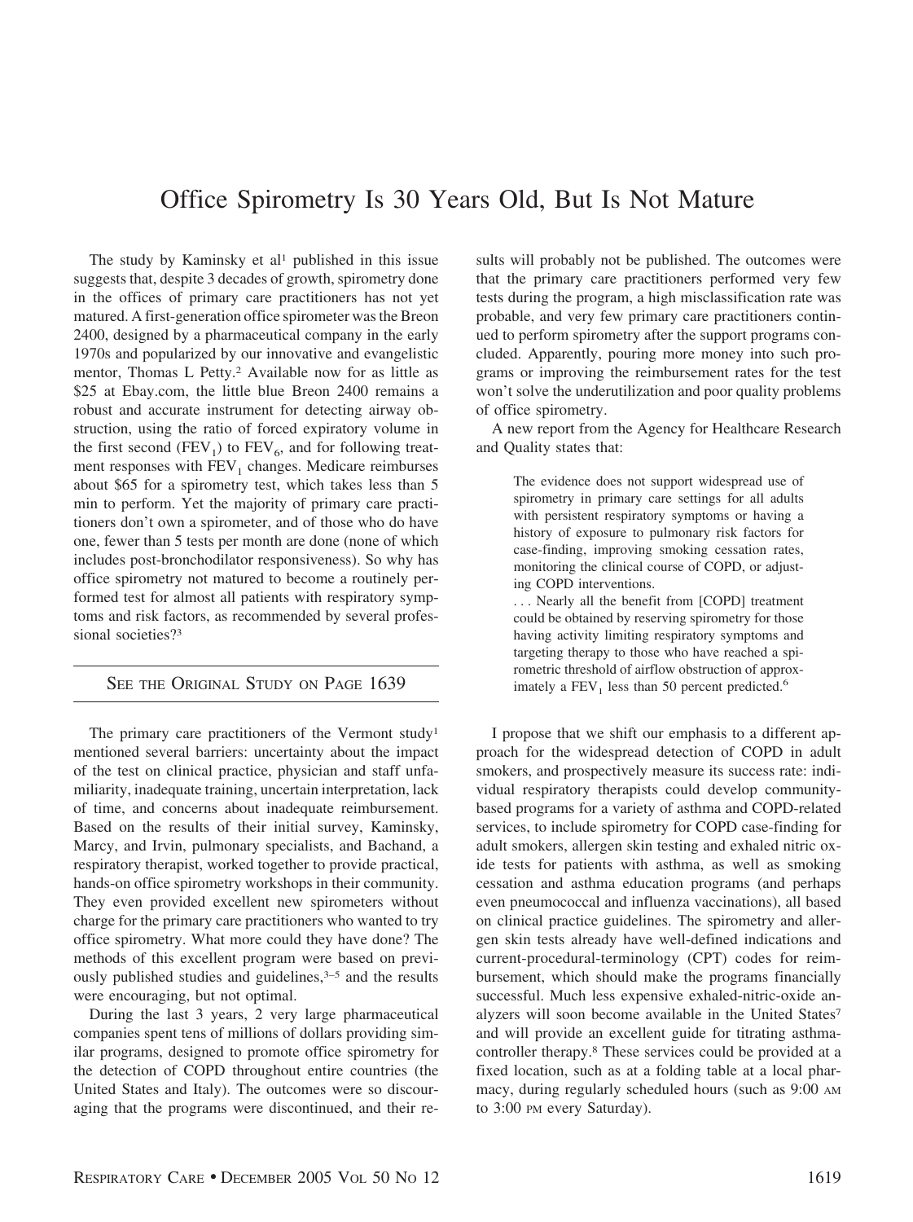# Office Spirometry Is 30 Years Old, But Is Not Mature

The study by Kaminsky et al[1] published in this issue suggests that, despite 3 decades of growth, spirometry done in the offices of primary care practitioners has not yet matured. A first-generation office spirometer was the Breon 2400, designed by a pharmaceutical company in the early 1970s and popularized by our innovative and evangelistic mentor, Thomas L Petty.[2] Available now for as little as $25 at Ebay.com, the little blue Breon 2400 remains a robust and accurate instrument for detecting airway obstruction, using the ratio of forced expiratory volume in the first second ($FEV_1$) to $FEV_6$, and for following treatment responses with $FEV_1$ changes. Medicare reimburses about $65 for a spirometry test, which takes less than 5 min to perform. Yet the majority of primary care practitioners don't own a spirometer, and of those who do have one, fewer than 5 tests per month are done (none of which includes post-bronchodilator responsiveness). So why has office spirometry not matured to become a routinely performed test for almost all patients with respiratory symptoms and risk factors, as recommended by several professional societies?[3]

SEE THE ORIGINAL STUDY ON PAGE 1639

The primary care practitioners of the Vermont study[1] mentioned several barriers: uncertainty about the impact of the test on clinical practice, physician and staff unfamiliarity, inadequate training, uncertain interpretation, lack of time, and concerns about inadequate reimbursement. Based on the results of their initial survey, Kaminsky, Marcy, and Irvin, pulmonary specialists, and Bachand, a respiratory therapist, worked together to provide practical, hands-on office spirometry workshops in their community. They even provided excellent new spirometers without charge for the primary care practitioners who wanted to try office spirometry. What more could they have done? The methods of this excellent program were based on previously published studies and guidelines,[3–5] and the results were encouraging, but not optimal.

During the last 3 years, 2 very large pharmaceutical companies spent tens of millions of dollars providing similar programs, designed to promote office spirometry for the detection of COPD throughout entire countries (the United States and Italy). The outcomes were so discouraging that the programs were discontinued, and their results will probably not be published. The outcomes were that the primary care practitioners performed very few tests during the program, a high misclassification rate was probable, and very few primary care practitioners continued to perform spirometry after the support programs concluded. Apparently, pouring more money into such programs or improving the reimbursement rates for the test won't solve the underutilization and poor quality problems of office spirometry.

A new report from the Agency for Healthcare Research and Quality states that:

> The evidence does not support widespread use of spirometry in primary care settings for all adults with persistent respiratory symptoms or having a history of exposure to pulmonary risk factors for case-finding, improving smoking cessation rates, monitoring the clinical course of COPD, or adjusting COPD interventions.
>
> . . . Nearly all the benefit from [COPD] treatment could be obtained by reserving spirometry for those having activity limiting respiratory symptoms and targeting therapy to those who have reached a spirometric threshold of airflow obstruction of approximately a $FEV_1$ less than 50 percent predicted.[6]

I propose that we shift our emphasis to a different approach for the widespread detection of COPD in adult smokers, and prospectively measure its success rate: individual respiratory therapists could develop community-based programs for a variety of asthma and COPD-related services, to include spirometry for COPD case-finding for adult smokers, allergen skin testing and exhaled nitric oxide tests for patients with asthma, as well as smoking cessation and asthma education programs (and perhaps even pneumococcal and influenza vaccinations), all based on clinical practice guidelines. The spirometry and allergen skin tests already have well-defined indications and current-procedural-terminology (CPT) codes for reimbursement, which should make the programs financially successful. Much less expensive exhaled-nitric-oxide analyzers will soon become available in the United States[7] and will provide an excellent guide for titrating asthma-controller therapy.[8] These services could be provided at a fixed location, such as at a folding table at a local pharmacy, during regularly scheduled hours (such as 9:00 AM to 3:00 PM every Saturday).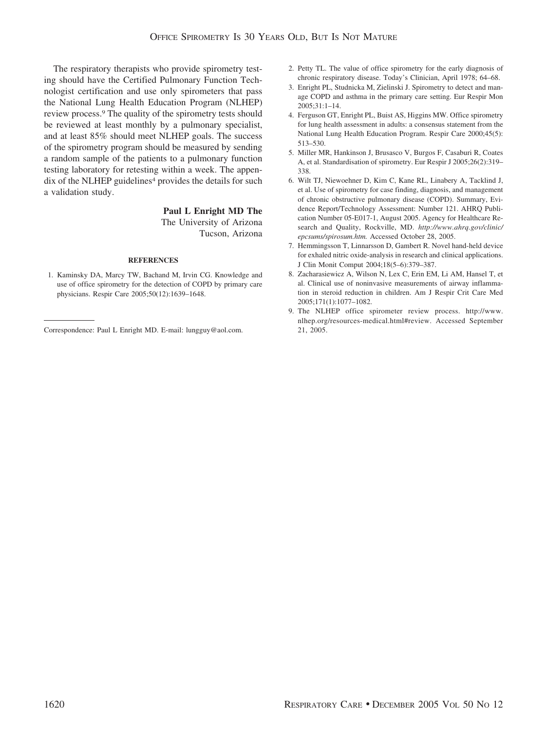The respiratory therapists who provide spirometry testing should have the Certified Pulmonary Function Technologist certification and use only spirometers that pass the National Lung Health Education Program (NLHEP) review process.[9] The quality of the spirometry tests should be reviewed at least monthly by a pulmonary specialist, and at least 85% should meet NLHEP goals. The success of the spirometry program should be measured by sending a random sample of the patients to a pulmonary function testing laboratory for retesting within a week. The appendix of the NLHEP guidelines[4] provides the details for such a validation study.

**Paul L Enright MD The**
The University of Arizona
Tucson, Arizona

#### REFERENCES

1. Kaminsky DA, Marcy TW, Bachand M, Irvin CG. Knowledge and use of office spirometry for the detection of COPD by primary care physicians. Respir Care 2005;50(12):1639–1648.
2. Petty TL. The value of office spirometry for the early diagnosis of chronic respiratory disease. Today's Clinician, April 1978; 64–68.
3. Enright PL, Studnicka M, Zielinski J. Spirometry to detect and manage COPD and asthma in the primary care setting. Eur Respir Mon 2005;31:1–14.
4. Ferguson GT, Enright PL, Buist AS, Higgins MW. Office spirometry for lung health assessment in adults: a consensus statement from the National Lung Health Education Program. Respir Care 2000;45(5): 513–530.
5. Miller MR, Hankinson J, Brusasco V, Burgos F, Casaburi R, Coates A, et al. Standardisation of spirometry. Eur Respir J 2005;26(2):319–338.
6. Wilt TJ, Niewoehner D, Kim C, Kane RL, Linabery A, Tacklind J, et al. Use of spirometry for case finding, diagnosis, and management of chronic obstructive pulmonary disease (COPD). Summary, Evidence Report/Technology Assessment: Number 121. AHRQ Publication Number 05-E017-1, August 2005. Agency for Healthcare Research and Quality, Rockville, MD. *http://www.ahrq.gov/clinic/epcsums/spirosum.htm.* Accessed October 28, 2005.
7. Hemmingsson T, Linnarsson D, Gambert R. Novel hand-held device for exhaled nitric oxide-analysis in research and clinical applications. J Clin Monit Comput 2004;18(5–6):379–387.
8. Zacharasiewicz A, Wilson N, Lex C, Erin EM, Li AM, Hansel T, et al. Clinical use of noninvasive measurements of airway inflammation in steroid reduction in children. Am J Respir Crit Care Med 2005;171(1):1077–1082.
9. The NLHEP office spirometer review process. http://www.nlhep.org/resources-medical.html#review. Accessed September 21, 2005.

Correspondence: Paul L Enright MD. E-mail: lungguy@aol.com.